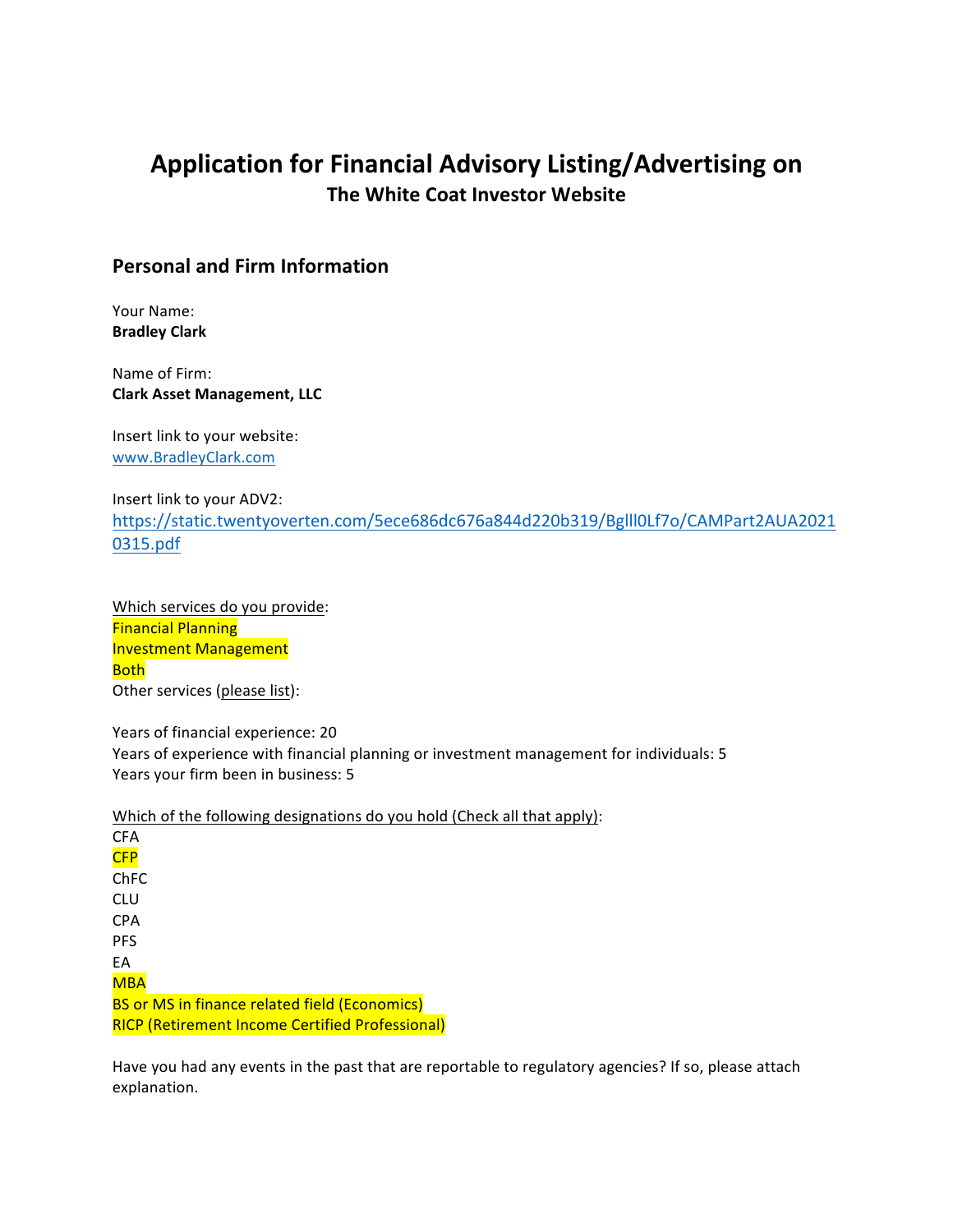# Application for Financial Advisory Listing/Advertising on

## The White Coat Investor Website

## Personal and Firm Information

Your Name:
**Bradley Clark**

Name of Firm:
**Clark Asset Management, LLC**

Insert link to your website:
www.BradleyClark.com

Insert link to your ADV2:
https://static.twentyoverten.com/5ece686dc676a844d220b319/Bglll0Lf7o/CAMPart2AUA20210315.pdf

Which services do you provide:
Financial Planning
Investment Management
Both
Other services (please list):

Years of financial experience: 20
Years of experience with financial planning or investment management for individuals: 5
Years your firm been in business: 5

Which of the following designations do you hold (Check all that apply):
CFA
CFP
ChFC
CLU
CPA
PFS
EA
MBA
BS or MS in finance related field (Economics)
RICP (Retirement Income Certified Professional)

Have you had any events in the past that are reportable to regulatory agencies? If so, please attach explanation.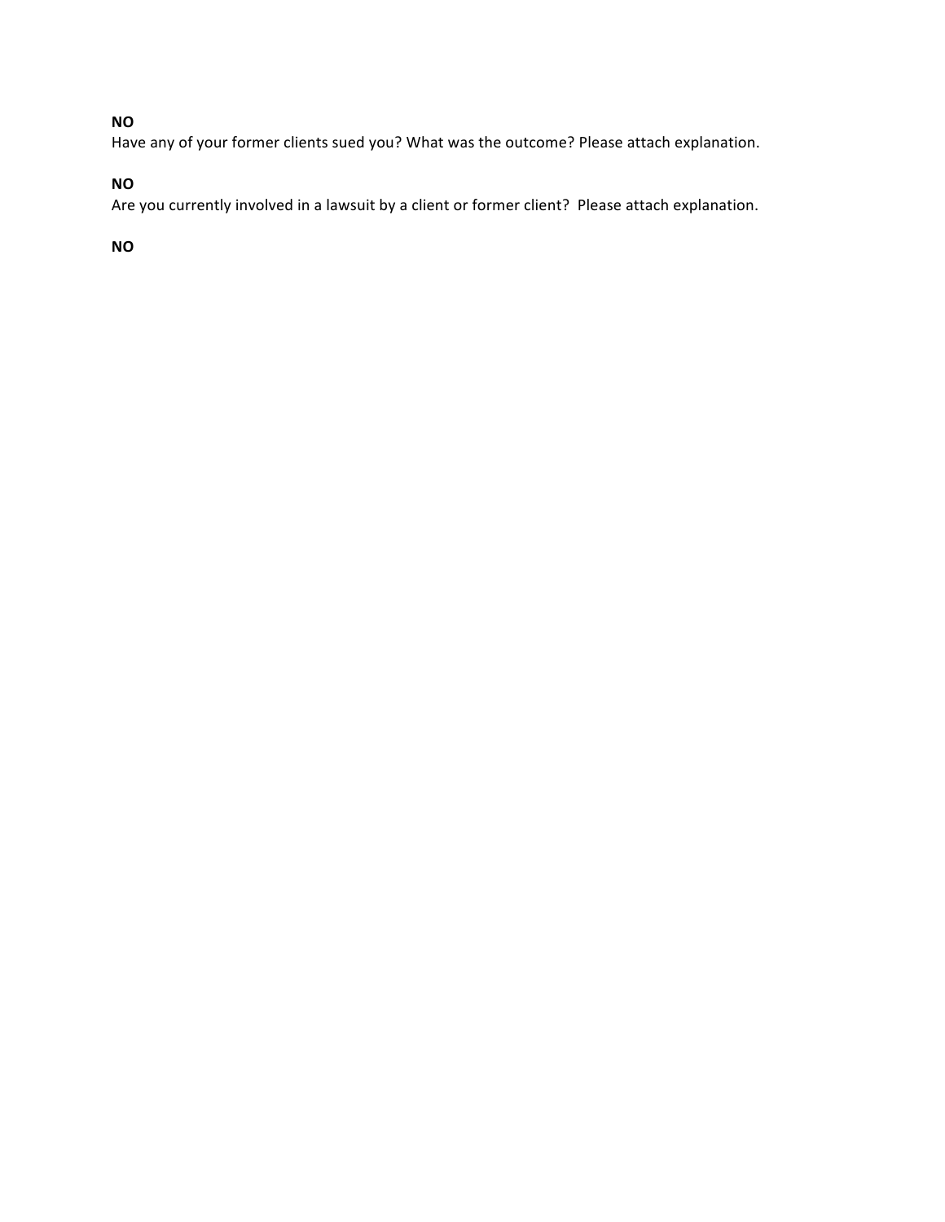**NO**

Have any of your former clients sued you? What was the outcome? Please attach explanation.

**NO**

Are you currently involved in a lawsuit by a client or former client? Please attach explanation.

**NO**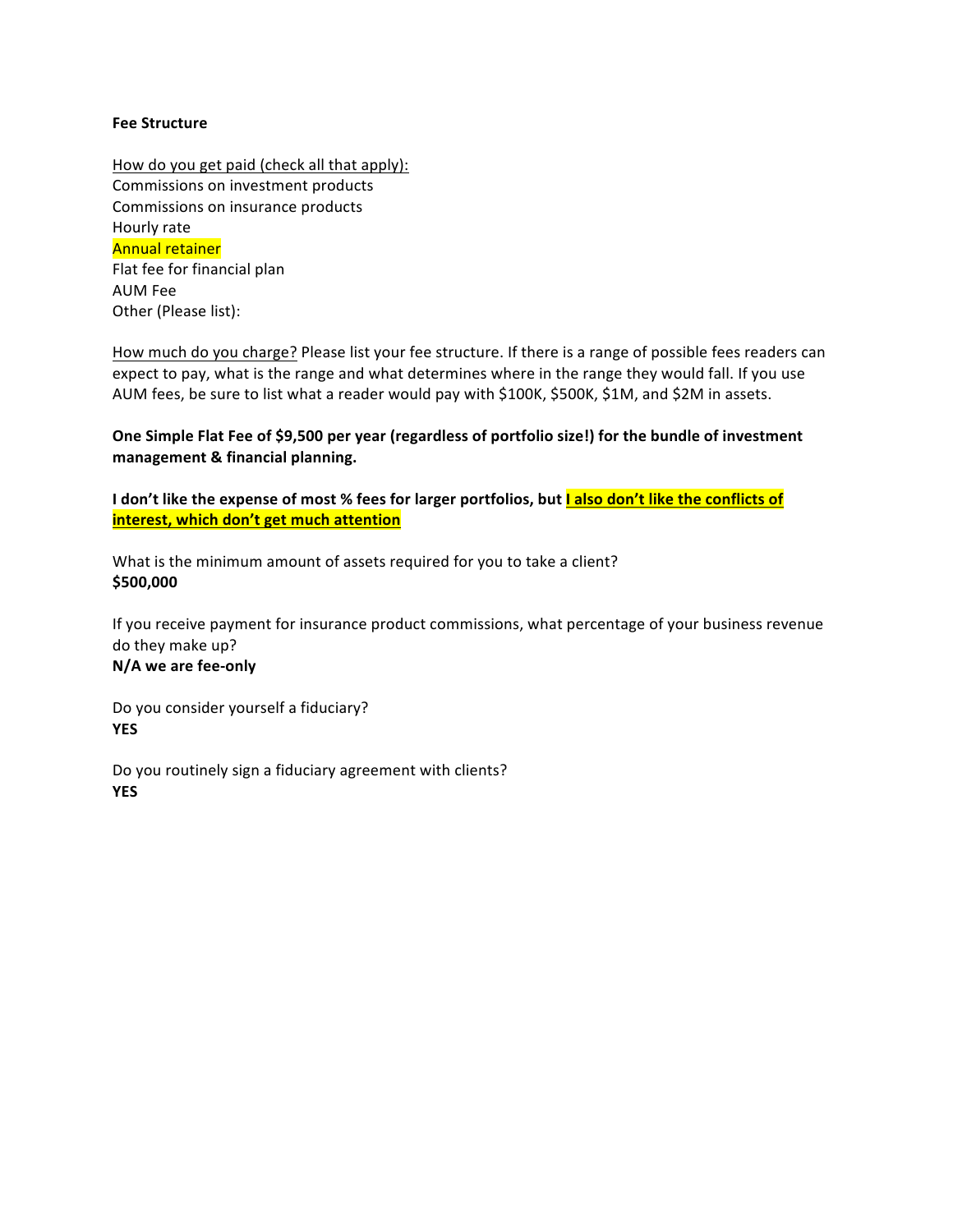**Fee Structure**

How do you get paid (check all that apply):
Commissions on investment products
Commissions on insurance products
Hourly rate
Annual retainer
Flat fee for financial plan
AUM Fee
Other (Please list):

How much do you charge? Please list your fee structure. If there is a range of possible fees readers can expect to pay, what is the range and what determines where in the range they would fall. If you use AUM fees, be sure to list what a reader would pay with $100K, $500K, $1M, and $2M in assets.

**One Simple Flat Fee of $9,500 per year (regardless of portfolio size!) for the bundle of investment management & financial planning.**

**I don't like the expense of most % fees for larger portfolios, but I also don't like the conflicts of interest, which don't get much attention**

What is the minimum amount of assets required for you to take a client?
**$500,000**

If you receive payment for insurance product commissions, what percentage of your business revenue do they make up?
**N/A we are fee-only**

Do you consider yourself a fiduciary?
**YES**

Do you routinely sign a fiduciary agreement with clients?
**YES**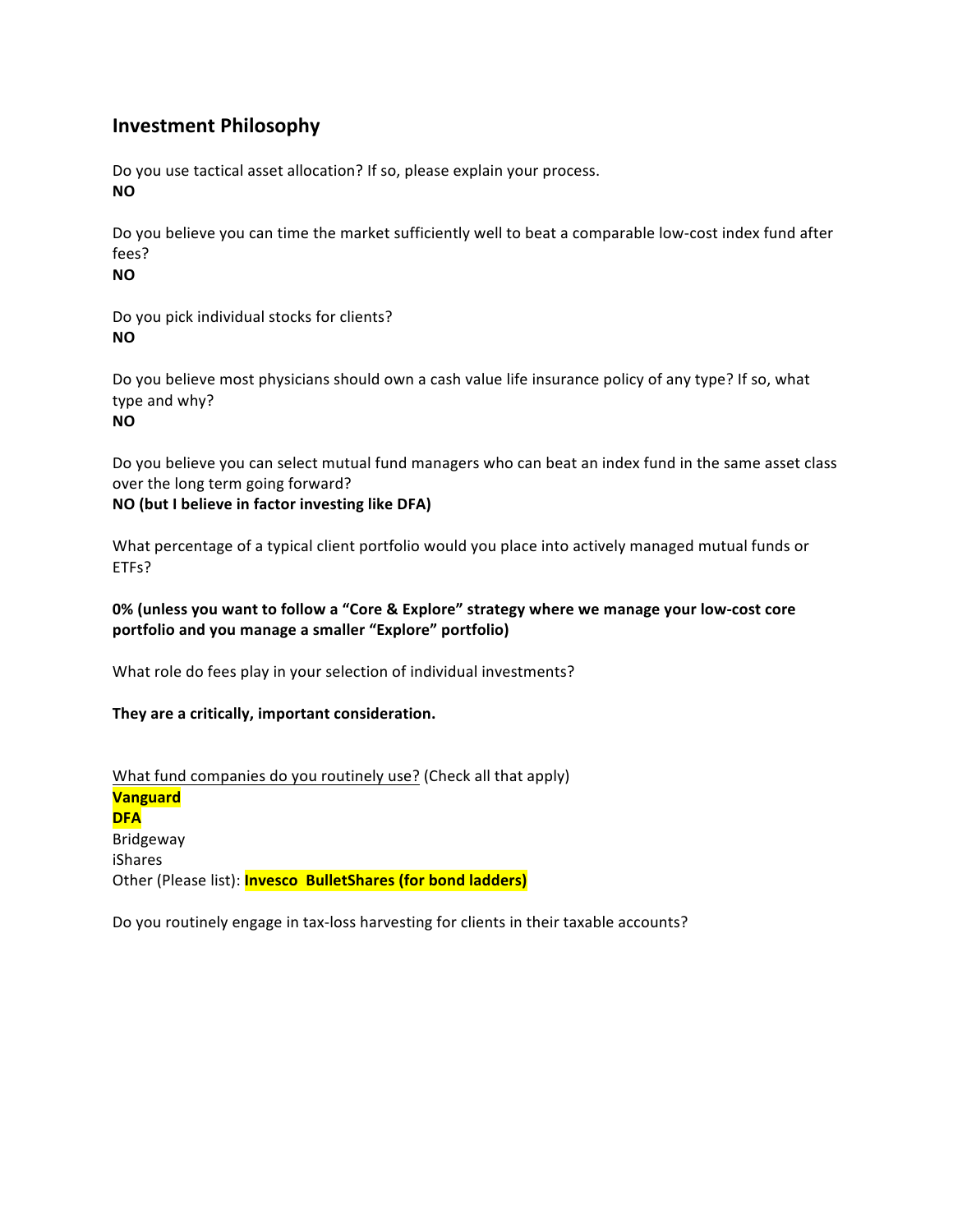## Investment Philosophy

Do you use tactical asset allocation? If so, please explain your process.
**NO**

Do you believe you can time the market sufficiently well to beat a comparable low-cost index fund after fees?
**NO**

Do you pick individual stocks for clients?
**NO**

Do you believe most physicians should own a cash value life insurance policy of any type? If so, what type and why?
**NO**

Do you believe you can select mutual fund managers who can beat an index fund in the same asset class over the long term going forward?
**NO (but I believe in factor investing like DFA)**

What percentage of a typical client portfolio would you place into actively managed mutual funds or ETFs?

**0% (unless you want to follow a "Core & Explore" strategy where we manage your low-cost core portfolio and you manage a smaller "Explore" portfolio)**

What role do fees play in your selection of individual investments?

**They are a critically, important consideration.**

What fund companies do you routinely use? (Check all that apply)
**Vanguard**
**DFA**
Bridgeway
iShares
Other (Please list): **Invesco BulletShares (for bond ladders)**

Do you routinely engage in tax-loss harvesting for clients in their taxable accounts?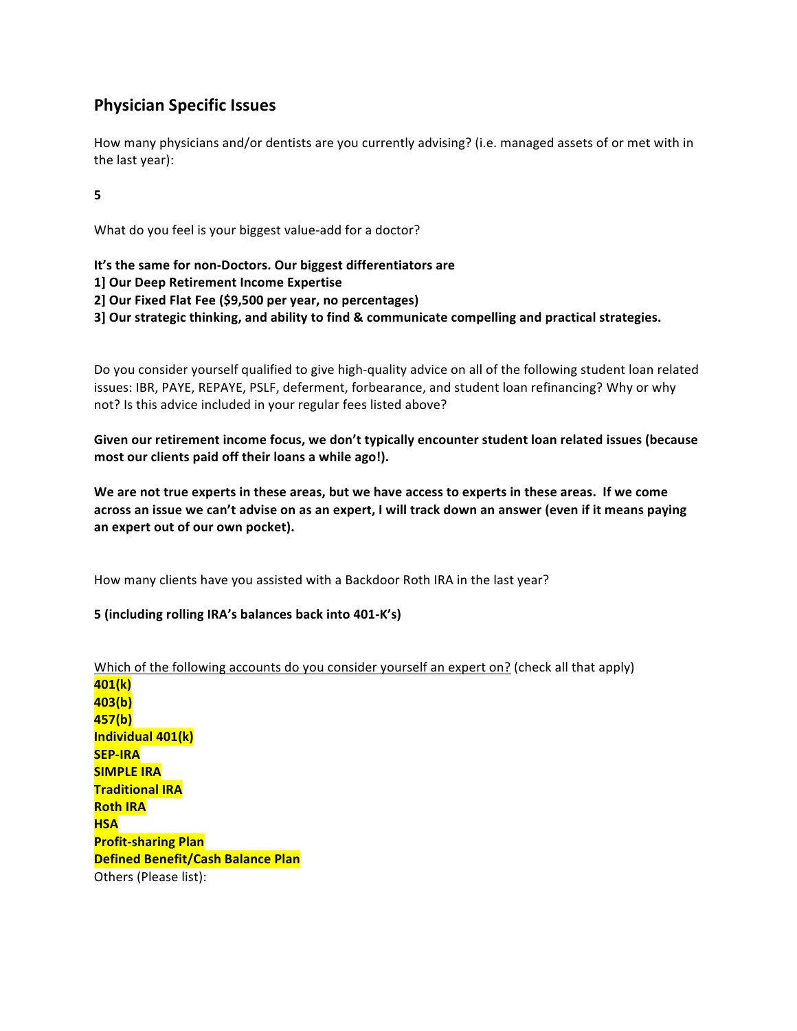## Physician Specific Issues

How many physicians and/or dentists are you currently advising? (i.e. managed assets of or met with in the last year):

**5**

What do you feel is your biggest value-add for a doctor?

**It's the same for non-Doctors. Our biggest differentiators are**
**1] Our Deep Retirement Income Expertise**
**2] Our Fixed Flat Fee ($9,500 per year, no percentages)**
**3] Our strategic thinking, and ability to find & communicate compelling and practical strategies.**

Do you consider yourself qualified to give high-quality advice on all of the following student loan related issues: IBR, PAYE, REPAYE, PSLF, deferment, forbearance, and student loan refinancing? Why or why not? Is this advice included in your regular fees listed above?

**Given our retirement income focus, we don't typically encounter student loan related issues (because most our clients paid off their loans a while ago!).**

**We are not true experts in these areas, but we have access to experts in these areas. If we come across an issue we can't advise on as an expert, I will track down an answer (even if it means paying an expert out of our own pocket).**

How many clients have you assisted with a Backdoor Roth IRA in the last year?

**5 (including rolling IRA's balances back into 401-K's)**

Which of the following accounts do you consider yourself an expert on? (check all that apply)

**401(k)**
**403(b)**
**457(b)**
**Individual 401(k)**
**SEP-IRA**
**SIMPLE IRA**
**Traditional IRA**
**Roth IRA**
**HSA**
**Profit-sharing Plan**
**Defined Benefit/Cash Balance Plan**
Others (Please list):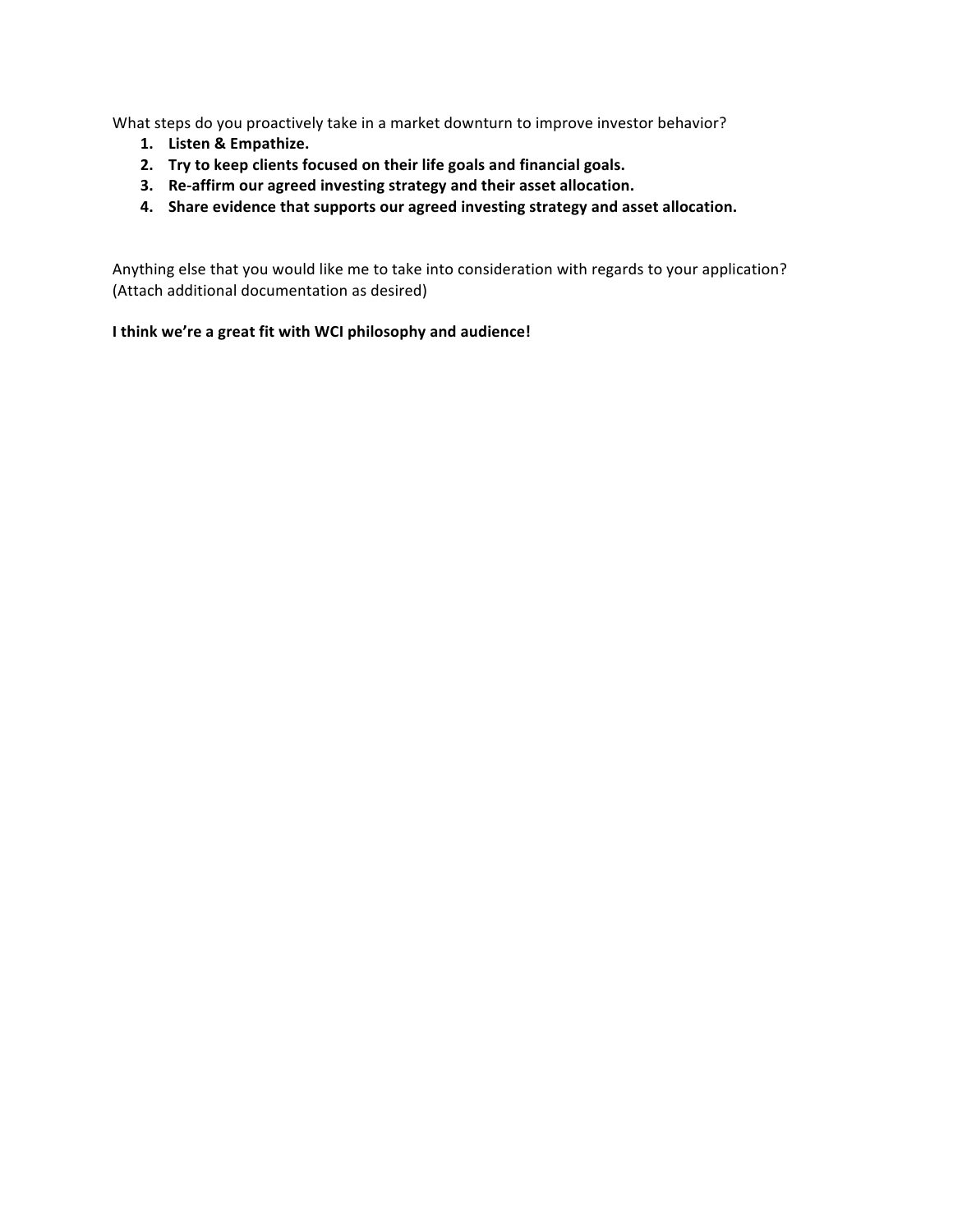What steps do you proactively take in a market downturn to improve investor behavior?

1. **Listen & Empathize.**
2. **Try to keep clients focused on their life goals and financial goals.**
3. **Re-affirm our agreed investing strategy and their asset allocation.**
4. **Share evidence that supports our agreed investing strategy and asset allocation.**

Anything else that you would like me to take into consideration with regards to your application? (Attach additional documentation as desired)

**I think we're a great fit with WCI philosophy and audience!**